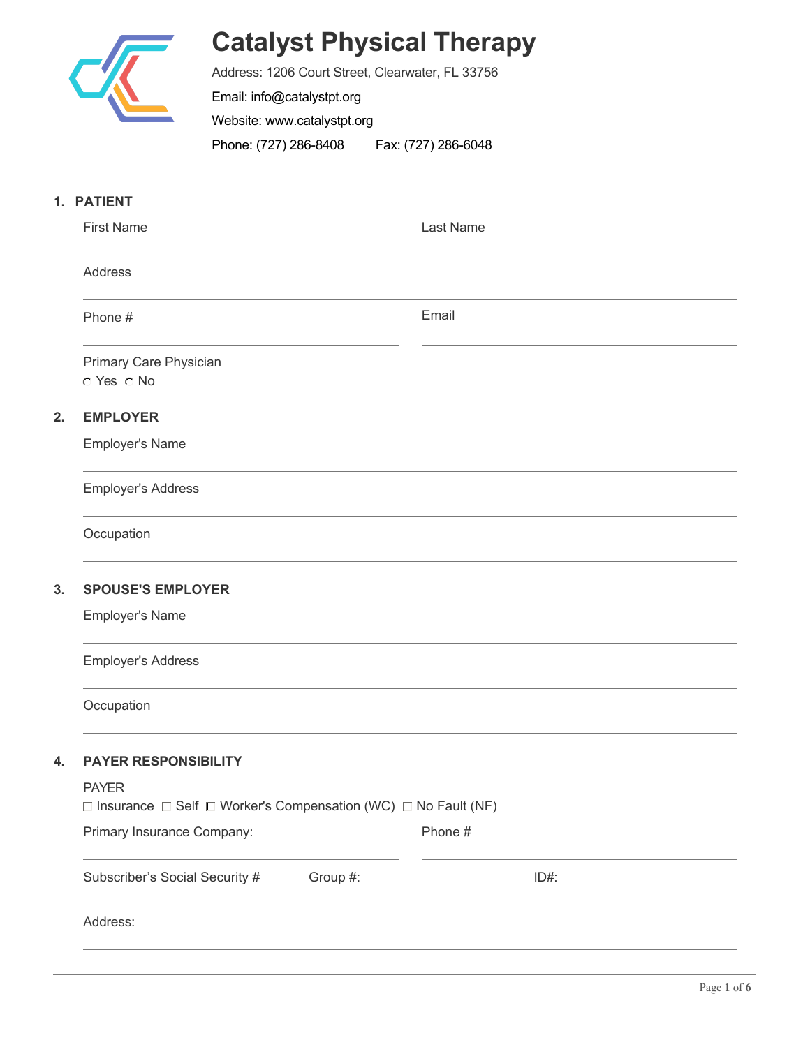# Catalyst Physical Therapy

Address: 1206 Court Street, Clearwater, FL 33756

Email: info@catalystpt.org

Website: www.catalystpt.org

Phone: (727) 286-8408 Fax: (727) 286-6048

## 1. PATIENT

First Name ______________________ Last Name ______________________

Address ______________________

Phone # ______________________ Email ______________________

Primary Care Physician

○ Yes ○ No

## 2. EMPLOYER

Employer's Name ______________________

Employer's Address ______________________

Occupation ______________________

## 3. SPOUSE'S EMPLOYER

Employer's Name ______________________

Employer's Address ______________________

Occupation ______________________

## 4. PAYER RESPONSIBILITY

PAYER

☐ Insurance ☐ Self ☐ Worker's Compensation (WC) ☐ No Fault (NF)

Primary Insurance Company: ______________________ Phone # ______________________

Subscriber's Social Security # ______________________ Group #: ______________________ ID#: ______________________

Address: ______________________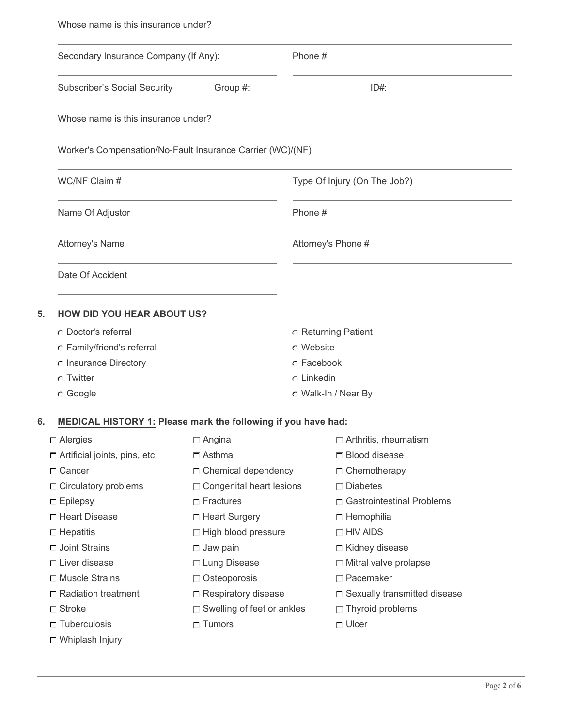Whose name is this insurance under?

Secondary Insurance Company (If Any): \_\_\_\_\_\_\_\_\_\_ Phone # \_\_\_\_\_\_\_\_\_\_

Subscriber's Social Security \_\_\_\_\_\_\_\_\_\_ Group #: \_\_\_\_\_\_\_\_\_\_ ID#: \_\_\_\_\_\_\_\_\_\_

Whose name is this insurance under?

Worker's Compensation/No-Fault Insurance Carrier (WC)/(NF)

WC/NF Claim # \_\_\_\_\_\_\_\_\_\_ Type Of Injury (On The Job?) \_\_\_\_\_\_\_\_\_\_

Name Of Adjustor \_\_\_\_\_\_\_\_\_\_ Phone # \_\_\_\_\_\_\_\_\_\_

Attorney's Name \_\_\_\_\_\_\_\_\_\_ Attorney's Phone # \_\_\_\_\_\_\_\_\_\_

Date Of Accident \_\_\_\_\_\_\_\_\_\_

## 5. HOW DID YOU HEAR ABOUT US?

- ○ Doctor's referral
- ○ Family/friend's referral
- ○ Insurance Directory
- ○ Twitter
- ○ Google
- ○ Returning Patient
- ○ Website
- ○ Facebook
- ○ Linkedin
- ○ Walk-In / Near By

## 6. MEDICAL HISTORY 1: Please mark the following if you have had:

- ☐ Alergies
- ☐ Angina
- ☐ Arthritis, rheumatism
- ☐ Artificial joints, pins, etc.
- ☐ Asthma
- ☐ Blood disease
- ☐ Cancer
- ☐ Chemical dependency
- ☐ Chemotherapy
- ☐ Circulatory problems
- ☐ Congenital heart lesions
- ☐ Diabetes
- ☐ Epilepsy
- ☐ Fractures
- ☐ Gastrointestinal Problems
- ☐ Heart Disease
- ☐ Heart Surgery
- ☐ Hemophilia
- ☐ Hepatitis
- ☐ High blood pressure
- ☐ HIV AIDS
- ☐ Joint Strains
- ☐ Jaw pain
- ☐ Kidney disease
- ☐ Liver disease
- ☐ Lung Disease
- ☐ Mitral valve prolapse
- ☐ Muscle Strains
- ☐ Osteoporosis
- ☐ Pacemaker
- ☐ Radiation treatment
- ☐ Respiratory disease
- ☐ Sexually transmitted disease
- ☐ Stroke
- ☐ Swelling of feet or ankles
- ☐ Thyroid problems
- ☐ Tuberculosis
- ☐ Tumors
- ☐ Ulcer
- ☐ Whiplash Injury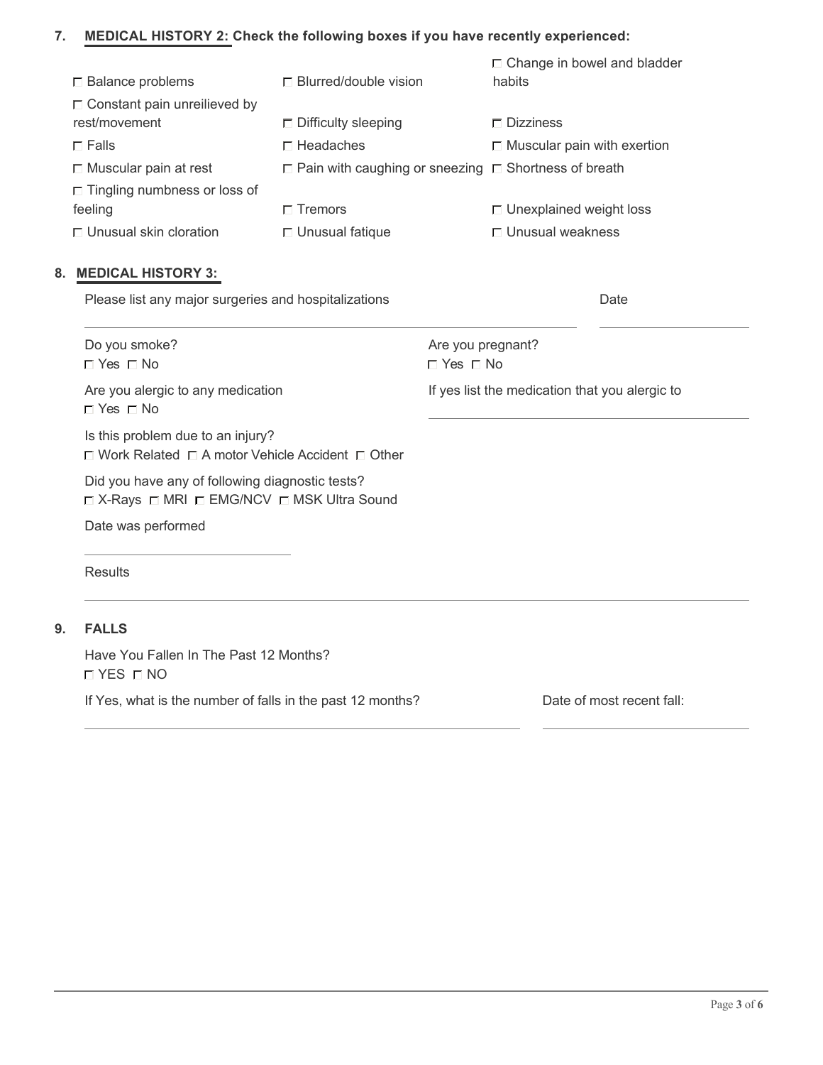## 7. MEDICAL HISTORY 2: Check the following boxes if you have recently experienced:

- ☐ Balance problems
- ☐ Blurred/double vision
- ☐ Change in bowel and bladder habits
- ☐ Constant pain unreilieved by rest/movement
- ☐ Difficulty sleeping
- ☐ Dizziness
- ☐ Falls
- ☐ Headaches
- ☐ Muscular pain with exertion
- ☐ Muscular pain at rest
- ☐ Pain with caughing or sneezing
- ☐ Shortness of breath
- ☐ Tingling numbness or loss of feeling
- ☐ Tremors
- ☐ Unexplained weight loss
- ☐ Unusual skin cloration
- ☐ Unusual fatique
- ☐ Unusual weakness

## 8. MEDICAL HISTORY 3:

Please list any major surgeries and hospitalizations ____________________ Date ____________

Do you smoke?
☐ Yes ☐ No

Are you pregnant?
☐ Yes ☐ No

Are you alergic to any medication
☐ Yes ☐ No

If yes list the medication that you alergic to ____________________

Is this problem due to an injury?
☐ Work Related ☐ A motor Vehicle Accident ☐ Other

Did you have any of following diagnostic tests?
☐ X-Rays ☐ MRI ☐ EMG/NCV ☐ MSK Ultra Sound

Date was performed ____________________

Results ____________________

## 9. FALLS

Have You Fallen In The Past 12 Months?
☐ YES ☐ NO

If Yes, what is the number of falls in the past 12 months? ____________________

Date of most recent fall: ____________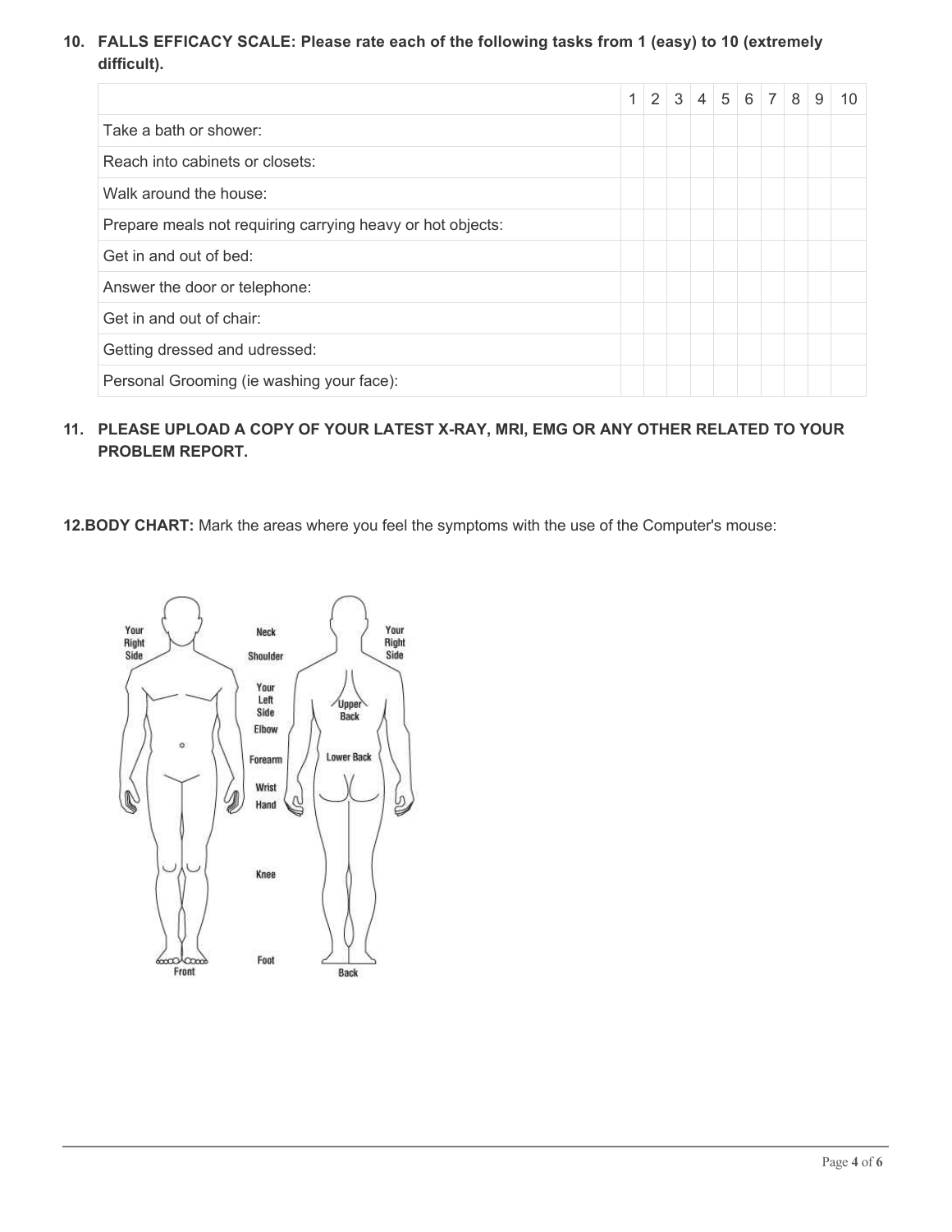**10. FALLS EFFICACY SCALE: Please rate each of the following tasks from 1 (easy) to 10 (extremely difficult).**

| | 1 | 2 | 3 | 4 | 5 | 6 | 7 | 8 | 9 | 10 |
|---|---|---|---|---|---|---|---|---|---|---|
| Take a bath or shower: | | | | | | | | | | |
| Reach into cabinets or closets: | | | | | | | | | | |
| Walk around the house: | | | | | | | | | | |
| Prepare meals not requiring carrying heavy or hot objects: | | | | | | | | | | |
| Get in and out of bed: | | | | | | | | | | |
| Answer the door or telephone: | | | | | | | | | | |
| Get in and out of chair: | | | | | | | | | | |
| Getting dressed and udressed: | | | | | | | | | | |
| Personal Grooming (ie washing your face): | | | | | | | | | | |

**11. PLEASE UPLOAD A COPY OF YOUR LATEST X-RAY, MRI, EMG OR ANY OTHER RELATED TO YOUR PROBLEM REPORT.**

**12.BODY CHART:** Mark the areas where you feel the symptoms with the use of the Computer's mouse:

Your Right Side | Neck | Shoulder | Your Left Side | Elbow | Forearm | Wrist | Hand | Knee | Foot | Upper Back | Lower Back | Your Right Side

Front | Back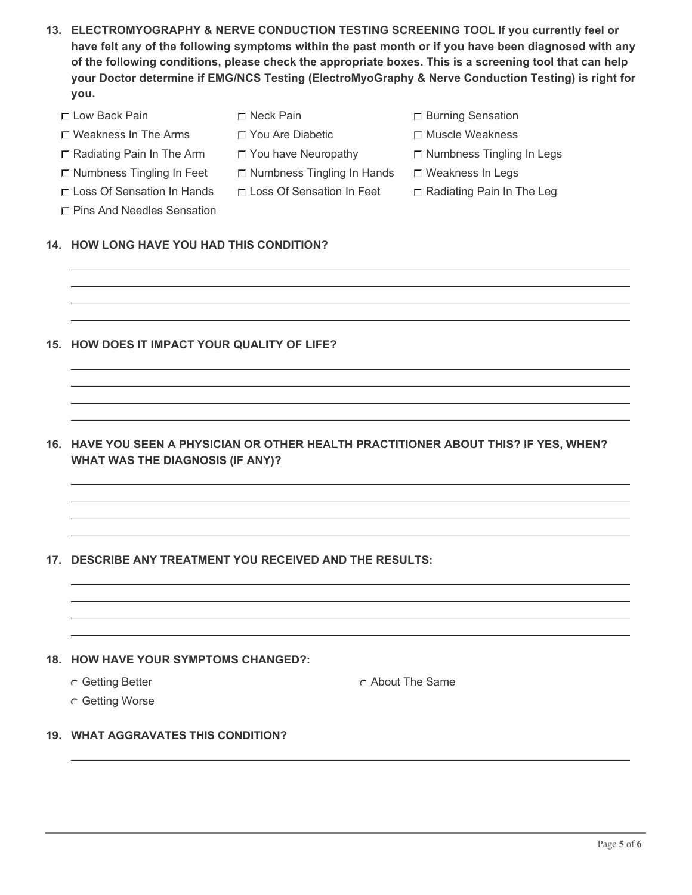13. **ELECTROMYOGRAPHY & NERVE CONDUCTION TESTING SCREENING TOOL If you currently feel or have felt any of the following symptoms within the past month or if you have been diagnosed with any of the following conditions, please check the appropriate boxes. This is a screening tool that can help your Doctor determine if EMG/NCS Testing (ElectroMyoGraphy & Nerve Conduction Testing) is right for you.**

- ☐ Low Back Pain
- ☐ Neck Pain
- ☐ Burning Sensation
- ☐ Weakness In The Arms
- ☐ You Are Diabetic
- ☐ Muscle Weakness
- ☐ Radiating Pain In The Arm
- ☐ You have Neuropathy
- ☐ Numbness Tingling In Legs
- ☐ Numbness Tingling In Feet
- ☐ Numbness Tingling In Hands
- ☐ Weakness In Legs
- ☐ Loss Of Sensation In Hands
- ☐ Loss Of Sensation In Feet
- ☐ Radiating Pain In The Leg
- ☐ Pins And Needles Sensation

14. **HOW LONG HAVE YOU HAD THIS CONDITION?**

_______________________________________________

_______________________________________________

_______________________________________________

_______________________________________________

15. **HOW DOES IT IMPACT YOUR QUALITY OF LIFE?**

_______________________________________________

_______________________________________________

_______________________________________________

_______________________________________________

16. **HAVE YOU SEEN A PHYSICIAN OR OTHER HEALTH PRACTITIONER ABOUT THIS? IF YES, WHEN? WHAT WAS THE DIAGNOSIS (IF ANY)?**

_______________________________________________

_______________________________________________

_______________________________________________

_______________________________________________

17. **DESCRIBE ANY TREATMENT YOU RECEIVED AND THE RESULTS:**

_______________________________________________

_______________________________________________

_______________________________________________

_______________________________________________

18. **HOW HAVE YOUR SYMPTOMS CHANGED?:**

- ○ Getting Better
- ○ About The Same
- ○ Getting Worse

19. **WHAT AGGRAVATES THIS CONDITION?**

_______________________________________________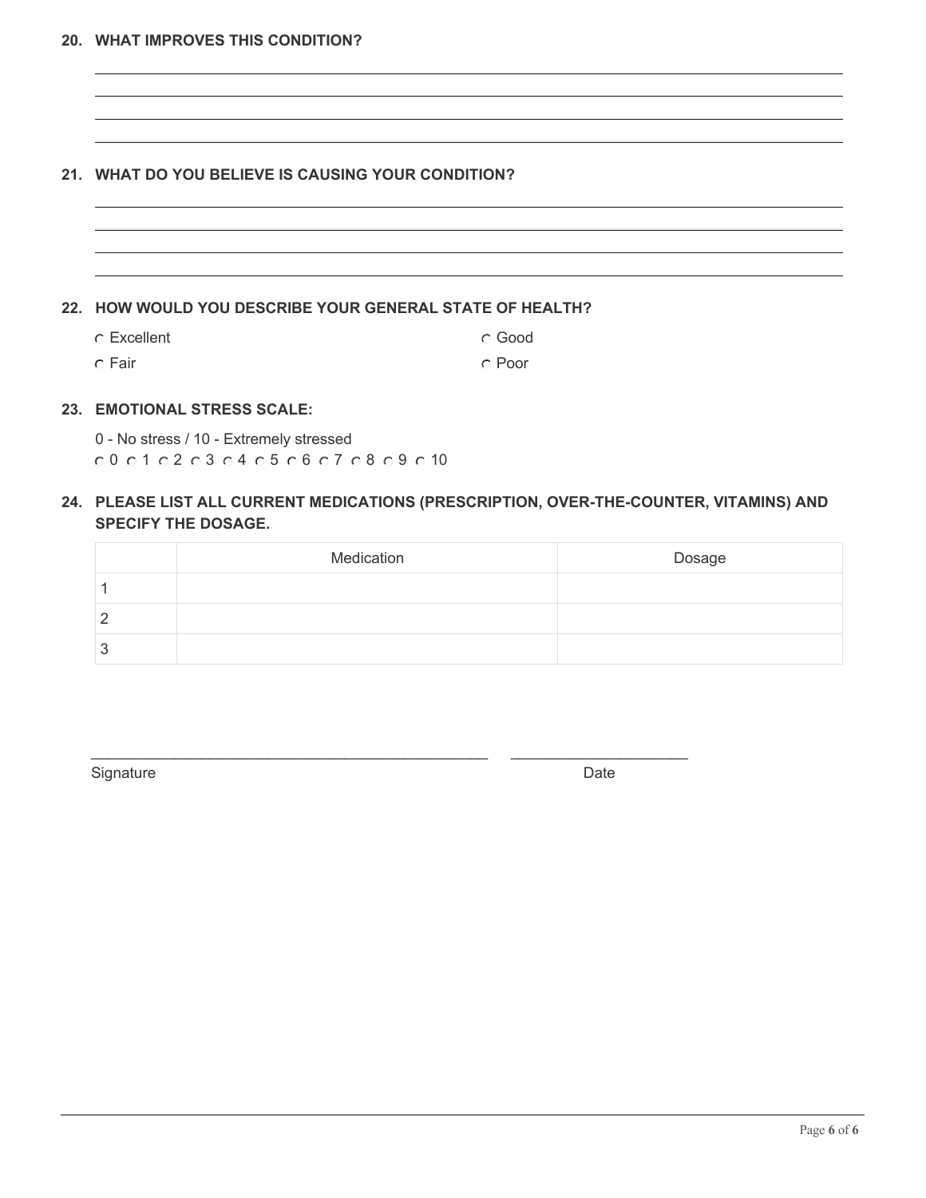**20. WHAT IMPROVES THIS CONDITION?**

\_\_\_\_\_\_\_\_\_\_\_\_\_\_\_\_\_\_\_\_\_\_\_\_\_\_\_\_\_\_\_\_\_\_\_\_\_\_\_\_\_\_\_\_\_\_\_\_\_\_\_\_\_\_\_\_\_\_\_\_\_\_\_\_\_\_\_\_\_\_\_\_

\_\_\_\_\_\_\_\_\_\_\_\_\_\_\_\_\_\_\_\_\_\_\_\_\_\_\_\_\_\_\_\_\_\_\_\_\_\_\_\_\_\_\_\_\_\_\_\_\_\_\_\_\_\_\_\_\_\_\_\_\_\_\_\_\_\_\_\_\_\_\_\_

\_\_\_\_\_\_\_\_\_\_\_\_\_\_\_\_\_\_\_\_\_\_\_\_\_\_\_\_\_\_\_\_\_\_\_\_\_\_\_\_\_\_\_\_\_\_\_\_\_\_\_\_\_\_\_\_\_\_\_\_\_\_\_\_\_\_\_\_\_\_\_\_

\_\_\_\_\_\_\_\_\_\_\_\_\_\_\_\_\_\_\_\_\_\_\_\_\_\_\_\_\_\_\_\_\_\_\_\_\_\_\_\_\_\_\_\_\_\_\_\_\_\_\_\_\_\_\_\_\_\_\_\_\_\_\_\_\_\_\_\_\_\_\_\_

**21. WHAT DO YOU BELIEVE IS CAUSING YOUR CONDITION?**

\_\_\_\_\_\_\_\_\_\_\_\_\_\_\_\_\_\_\_\_\_\_\_\_\_\_\_\_\_\_\_\_\_\_\_\_\_\_\_\_\_\_\_\_\_\_\_\_\_\_\_\_\_\_\_\_\_\_\_\_\_\_\_\_\_\_\_\_\_\_\_\_

\_\_\_\_\_\_\_\_\_\_\_\_\_\_\_\_\_\_\_\_\_\_\_\_\_\_\_\_\_\_\_\_\_\_\_\_\_\_\_\_\_\_\_\_\_\_\_\_\_\_\_\_\_\_\_\_\_\_\_\_\_\_\_\_\_\_\_\_\_\_\_\_

\_\_\_\_\_\_\_\_\_\_\_\_\_\_\_\_\_\_\_\_\_\_\_\_\_\_\_\_\_\_\_\_\_\_\_\_\_\_\_\_\_\_\_\_\_\_\_\_\_\_\_\_\_\_\_\_\_\_\_\_\_\_\_\_\_\_\_\_\_\_\_\_

\_\_\_\_\_\_\_\_\_\_\_\_\_\_\_\_\_\_\_\_\_\_\_\_\_\_\_\_\_\_\_\_\_\_\_\_\_\_\_\_\_\_\_\_\_\_\_\_\_\_\_\_\_\_\_\_\_\_\_\_\_\_\_\_\_\_\_\_\_\_\_\_

**22. HOW WOULD YOU DESCRIBE YOUR GENERAL STATE OF HEALTH?**

- ○ Excellent
- ○ Good
- ○ Fair
- ○ Poor

**23. EMOTIONAL STRESS SCALE:**

0 - No stress / 10 - Extremely stressed

○ 0 ○ 1 ○ 2 ○ 3 ○ 4 ○ 5 ○ 6 ○ 7 ○ 8 ○ 9 ○ 10

**24. PLEASE LIST ALL CURRENT MEDICATIONS (PRESCRIPTION, OVER-THE-COUNTER, VITAMINS) AND SPECIFY THE DOSAGE.**

| | Medication | Dosage |
|---|---|---|
| 1 | | |
| 2 | | |
| 3 | | |

\_\_\_\_\_\_\_\_\_\_\_\_\_\_\_\_\_\_\_\_\_\_\_\_\_\_\_\_\_\_\_\_\_\_\_\_\_\_\_\_ \_\_\_\_\_\_\_\_\_\_\_\_\_\_\_\_\_\_\_\_

Signature Date